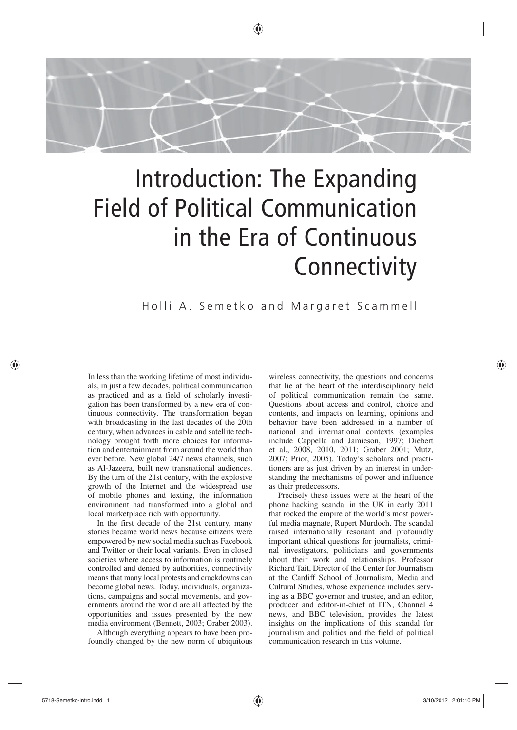# Introduction: The Expanding Field of Political Communication in the Era of Continuous Connectivity

Holli A. Semetko and Margaret Scammell

In less than the working lifetime of most individuals, in just a few decades, political communication as practiced and as a field of scholarly investigation has been transformed by a new era of continuous connectivity. The transformation began with broadcasting in the last decades of the 20th century, when advances in cable and satellite technology brought forth more choices for information and entertainment from around the world than ever before. New global 24/7 news channels, such as Al-Jazeera, built new transnational audiences. By the turn of the 21st century, with the explosive growth of the Internet and the widespread use of mobile phones and texting, the information environment had transformed into a global and local marketplace rich with opportunity.

In the first decade of the 21st century, many stories became world news because citizens were empowered by new social media such as Facebook and Twitter or their local variants. Even in closed societies where access to information is routinely controlled and denied by authorities, connectivity means that many local protests and crackdowns can become global news. Today, individuals, organizations, campaigns and social movements, and governments around the world are all affected by the opportunities and issues presented by the new media environment (Bennett, 2003; Graber 2003).

Although everything appears to have been profoundly changed by the new norm of ubiquitous wireless connectivity, the questions and concerns that lie at the heart of the interdisciplinary field of political communication remain the same. Questions about access and control, choice and contents, and impacts on learning, opinions and behavior have been addressed in a number of national and international contexts (examples include Cappella and Jamieson, 1997; Diebert et al., 2008, 2010, 2011; Graber 2001; Mutz, 2007; Prior, 2005). Today's scholars and practitioners are as just driven by an interest in understanding the mechanisms of power and influence as their predecessors.

Precisely these issues were at the heart of the phone hacking scandal in the UK in early 2011 that rocked the empire of the world's most powerful media magnate, Rupert Murdoch. The scandal raised internationally resonant and profoundly important ethical questions for journalists, criminal investigators, politicians and governments about their work and relationships. Professor Richard Tait, Director of the Center for Journalism at the Cardiff School of Journalism, Media and Cultural Studies, whose experience includes serving as a BBC governor and trustee, and an editor, producer and editor-in-chief at ITN, Channel 4 news, and BBC television, provides the latest insights on the implications of this scandal for journalism and politics and the field of political communication research in this volume.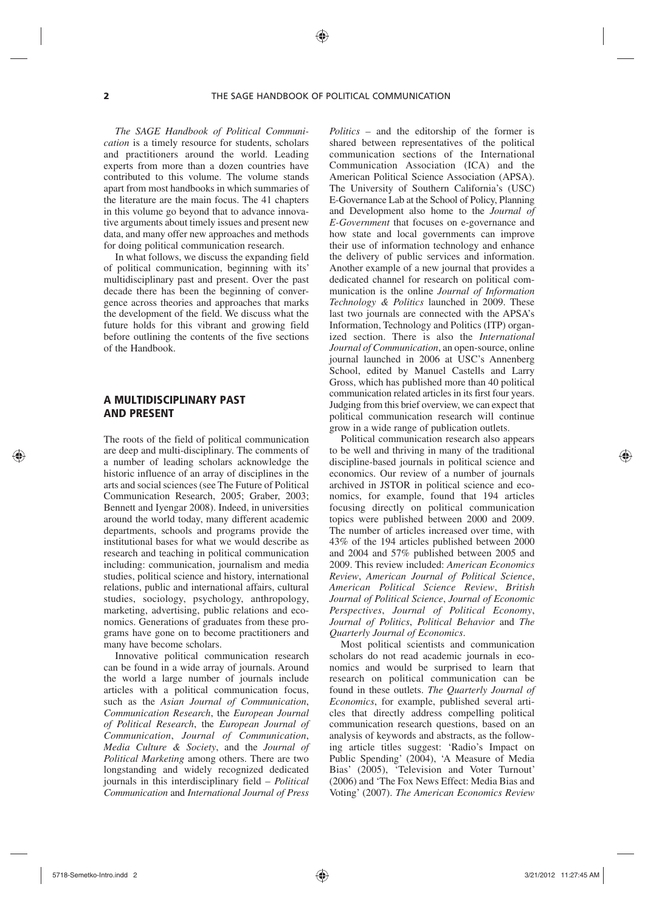*The SAGE Handbook of Political Communication* is a timely resource for students, scholars and practitioners around the world. Leading experts from more than a dozen countries have contributed to this volume. The volume stands apart from most handbooks in which summaries of the literature are the main focus. The 41 chapters in this volume go beyond that to advance innovative arguments about timely issues and present new data, and many offer new approaches and methods for doing political communication research.

In what follows, we discuss the expanding field of political communication, beginning with its' multidisciplinary past and present. Over the past decade there has been the beginning of convergence across theories and approaches that marks the development of the field. We discuss what the future holds for this vibrant and growing field before outlining the contents of the five sections of the Handbook.

## A MULTIDISCIPLINARY PAST AND PRESENT

The roots of the field of political communication are deep and multi-disciplinary. The comments of a number of leading scholars acknowledge the historic influence of an array of disciplines in the arts and social sciences (see The Future of Political Communication Research, 2005; Graber, 2003; Bennett and Iyengar 2008). Indeed, in universities around the world today, many different academic departments, schools and programs provide the institutional bases for what we would describe as research and teaching in political communication including: communication, journalism and media studies, political science and history, international relations, public and international affairs, cultural studies, sociology, psychology, anthropology, marketing, advertising, public relations and economics. Generations of graduates from these programs have gone on to become practitioners and many have become scholars.

Innovative political communication research can be found in a wide array of journals. Around the world a large number of journals include articles with a political communication focus, such as the *Asian Journal of Communication*, *Communication Research*, the *European Journal of Political Research*, the *European Journal of Communication*, *Journal of Communication*, *Media Culture & Society*, and the *Journal of Political Marketing* among others. There are two longstanding and widely recognized dedicated journals in this interdisciplinary field – *Political Communication* and *International Journal of Press Politics* – and the editorship of the former is shared between representatives of the political communication sections of the International Communication Association (ICA) and the American Political Science Association (APSA). The University of Southern California's (USC) E-Governance Lab at the School of Policy, Planning and Development also home to the *Journal of E-Government* that focuses on e-governance and how state and local governments can improve their use of information technology and enhance the delivery of public services and information. Another example of a new journal that provides a dedicated channel for research on political communication is the online *Journal of Information Technology & Politics* launched in 2009. These last two journals are connected with the APSA's Information, Technology and Politics (ITP) organized section. There is also the *International Journal of Communication*, an open-source, online journal launched in 2006 at USC's Annenberg School, edited by Manuel Castells and Larry Gross, which has published more than 40 political communication related articles in its first four years. Judging from this brief overview, we can expect that political communication research will continue grow in a wide range of publication outlets.

Political communication research also appears to be well and thriving in many of the traditional discipline-based journals in political science and economics. Our review of a number of journals archived in JSTOR in political science and economics, for example, found that 194 articles focusing directly on political communication topics were published between 2000 and 2009. The number of articles increased over time, with 43% of the 194 articles published between 2000 and 2004 and 57% published between 2005 and 2009. This review included: *American Economics Review*, *American Journal of Political Science*, *American Political Science Review*, *British Journal of Political Science*, *Journal of Economic Perspectives*, *Journal of Political Economy*, *Journal of Politics*, *Political Behavior* and *The Quarterly Journal of Economics*.

Most political scientists and communication scholars do not read academic journals in economics and would be surprised to learn that research on political communication can be found in these outlets. *The Quarterly Journal of Economics*, for example, published several articles that directly address compelling political communication research questions, based on an analysis of keywords and abstracts, as the following article titles suggest: 'Radio's Impact on Public Spending' (2004), 'A Measure of Media Bias' (2005), 'Television and Voter Turnout' (2006) and 'The Fox News Effect: Media Bias and Voting' (2007). *The American Economics Review*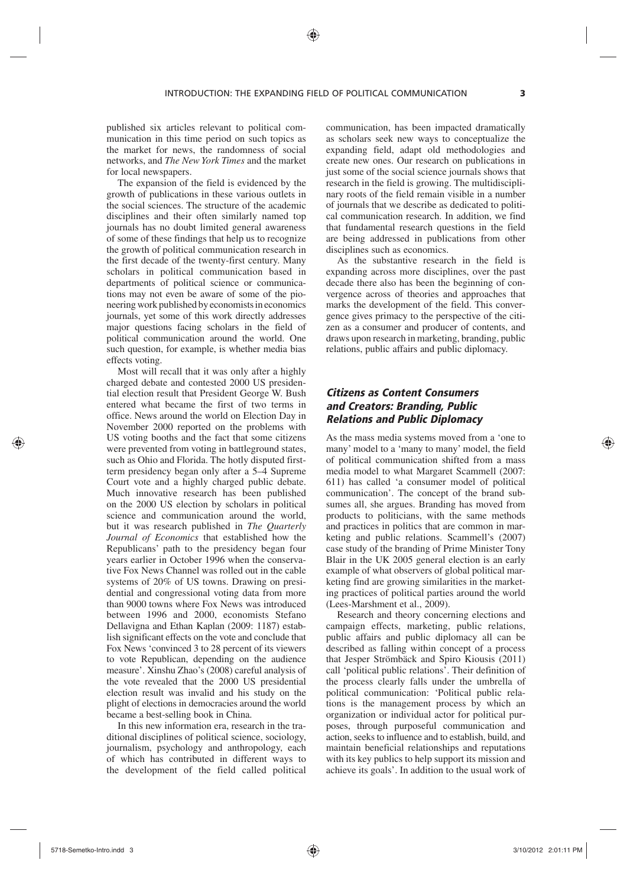published six articles relevant to political communication in this time period on such topics as the market for news, the randomness of social networks, and *The New York Times* and the market for local newspapers.

The expansion of the field is evidenced by the growth of publications in these various outlets in the social sciences. The structure of the academic disciplines and their often similarly named top journals has no doubt limited general awareness of some of these findings that help us to recognize the growth of political communication research in the first decade of the twenty-first century. Many scholars in political communication based in departments of political science or communications may not even be aware of some of the pioneering work published by economists in economics journals, yet some of this work directly addresses major questions facing scholars in the field of political communication around the world. One such question, for example, is whether media bias effects voting.

Most will recall that it was only after a highly charged debate and contested 2000 US presidential election result that President George W. Bush entered what became the first of two terms in office. News around the world on Election Day in November 2000 reported on the problems with US voting booths and the fact that some citizens were prevented from voting in battleground states, such as Ohio and Florida. The hotly disputed first-term presidency began only after a 5–4 Supreme Court vote and a highly charged public debate. Much innovative research has been published on the 2000 US election by scholars in political science and communication around the world, but it was research published in *The Quarterly Journal of Economics* that established how the Republicans' path to the presidency began four years earlier in October 1996 when the conservative Fox News Channel was rolled out in the cable systems of 20% of US towns. Drawing on presidential and congressional voting data from more than 9000 towns where Fox News was introduced between 1996 and 2000, economists Stefano Dellavigna and Ethan Kaplan (2009: 1187) establish significant effects on the vote and conclude that Fox News 'convinced 3 to 28 percent of its viewers to vote Republican, depending on the audience measure'. Xinshu Zhao's (2008) careful analysis of the vote revealed that the 2000 US presidential election result was invalid and his study on the plight of elections in democracies around the world became a best-selling book in China.

In this new information era, research in the traditional disciplines of political science, sociology, journalism, psychology and anthropology, each of which has contributed in different ways to the development of the field called political communication, has been impacted dramatically as scholars seek new ways to conceptualize the expanding field, adapt old methodologies and create new ones. Our research on publications in just some of the social science journals shows that research in the field is growing. The multidisciplinary roots of the field remain visible in a number of journals that we describe as dedicated to political communication research. In addition, we find that fundamental research questions in the field are being addressed in publications from other disciplines such as economics.

As the substantive research in the field is expanding across more disciplines, over the past decade there also has been the beginning of convergence across of theories and approaches that marks the development of the field. This convergence gives primacy to the perspective of the citizen as a consumer and producer of contents, and draws upon research in marketing, branding, public relations, public affairs and public diplomacy.

## *Citizens as Content Consumers and Creators: Branding, Public Relations and Public Diplomacy*

As the mass media systems moved from a 'one to many' model to a 'many to many' model, the field of political communication shifted from a mass media model to what Margaret Scammell (2007: 611) has called 'a consumer model of political communication'. The concept of the brand subsumes all, she argues. Branding has moved from products to politicians, with the same methods and practices in politics that are common in marketing and public relations. Scammell's (2007) case study of the branding of Prime Minister Tony Blair in the UK 2005 general election is an early example of what observers of global political marketing find are growing similarities in the marketing practices of political parties around the world (Lees-Marshment et al., 2009).

Research and theory concerning elections and campaign effects, marketing, public relations, public affairs and public diplomacy all can be described as falling within concept of a process that Jesper Strömbäck and Spiro Kiousis (2011) call 'political public relations'. Their definition of the process clearly falls under the umbrella of political communication: 'Political public relations is the management process by which an organization or individual actor for political purposes, through purposeful communication and action, seeks to influence and to establish, build, and maintain beneficial relationships and reputations with its key publics to help support its mission and achieve its goals'. In addition to the usual work of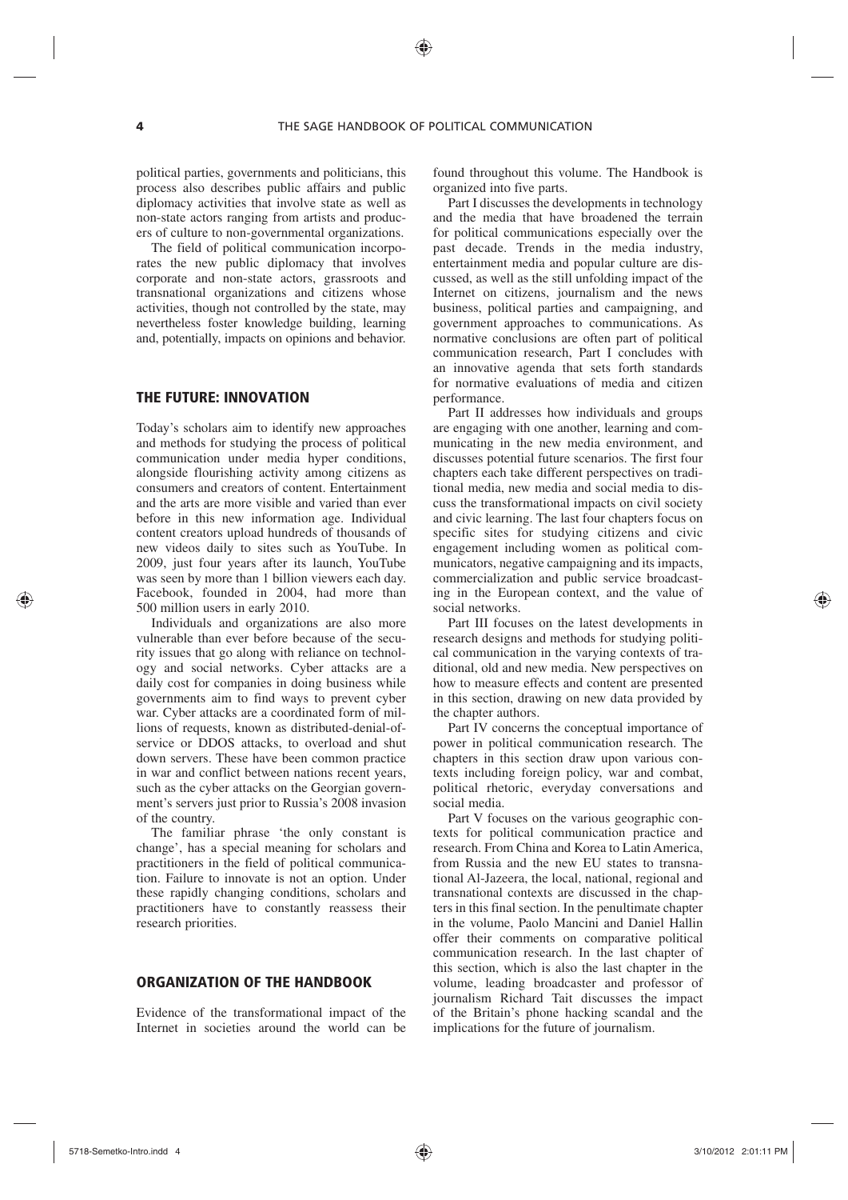political parties, governments and politicians, this process also describes public affairs and public diplomacy activities that involve state as well as non-state actors ranging from artists and producers of culture to non-governmental organizations.

The field of political communication incorporates the new public diplomacy that involves corporate and non-state actors, grassroots and transnational organizations and citizens whose activities, though not controlled by the state, may nevertheless foster knowledge building, learning and, potentially, impacts on opinions and behavior.

## THE FUTURE: INNOVATION

Today's scholars aim to identify new approaches and methods for studying the process of political communication under media hyper conditions, alongside flourishing activity among citizens as consumers and creators of content. Entertainment and the arts are more visible and varied than ever before in this new information age. Individual content creators upload hundreds of thousands of new videos daily to sites such as YouTube. In 2009, just four years after its launch, YouTube was seen by more than 1 billion viewers each day. Facebook, founded in 2004, had more than 500 million users in early 2010.

Individuals and organizations are also more vulnerable than ever before because of the security issues that go along with reliance on technology and social networks. Cyber attacks are a daily cost for companies in doing business while governments aim to find ways to prevent cyber war. Cyber attacks are a coordinated form of millions of requests, known as distributed-denial-of-service or DDOS attacks, to overload and shut down servers. These have been common practice in war and conflict between nations recent years, such as the cyber attacks on the Georgian government's servers just prior to Russia's 2008 invasion of the country.

The familiar phrase 'the only constant is change', has a special meaning for scholars and practitioners in the field of political communication. Failure to innovate is not an option. Under these rapidly changing conditions, scholars and practitioners have to constantly reassess their research priorities.

## ORGANIZATION OF THE HANDBOOK

Evidence of the transformational impact of the Internet in societies around the world can be found throughout this volume. The Handbook is organized into five parts.

Part I discusses the developments in technology and the media that have broadened the terrain for political communications especially over the past decade. Trends in the media industry, entertainment media and popular culture are discussed, as well as the still unfolding impact of the Internet on citizens, journalism and the news business, political parties and campaigning, and government approaches to communications. As normative conclusions are often part of political communication research, Part I concludes with an innovative agenda that sets forth standards for normative evaluations of media and citizen performance.

Part II addresses how individuals and groups are engaging with one another, learning and communicating in the new media environment, and discusses potential future scenarios. The first four chapters each take different perspectives on traditional media, new media and social media to discuss the transformational impacts on civil society and civic learning. The last four chapters focus on specific sites for studying citizens and civic engagement including women as political communicators, negative campaigning and its impacts, commercialization and public service broadcasting in the European context, and the value of social networks.

Part III focuses on the latest developments in research designs and methods for studying political communication in the varying contexts of traditional, old and new media. New perspectives on how to measure effects and content are presented in this section, drawing on new data provided by the chapter authors.

Part IV concerns the conceptual importance of power in political communication research. The chapters in this section draw upon various contexts including foreign policy, war and combat, political rhetoric, everyday conversations and social media.

Part V focuses on the various geographic contexts for political communication practice and research. From China and Korea to Latin America, from Russia and the new EU states to transnational Al-Jazeera, the local, national, regional and transnational contexts are discussed in the chapters in this final section. In the penultimate chapter in the volume, Paolo Mancini and Daniel Hallin offer their comments on comparative political communication research. In the last chapter of this section, which is also the last chapter in the volume, leading broadcaster and professor of journalism Richard Tait discusses the impact of the Britain's phone hacking scandal and the implications for the future of journalism.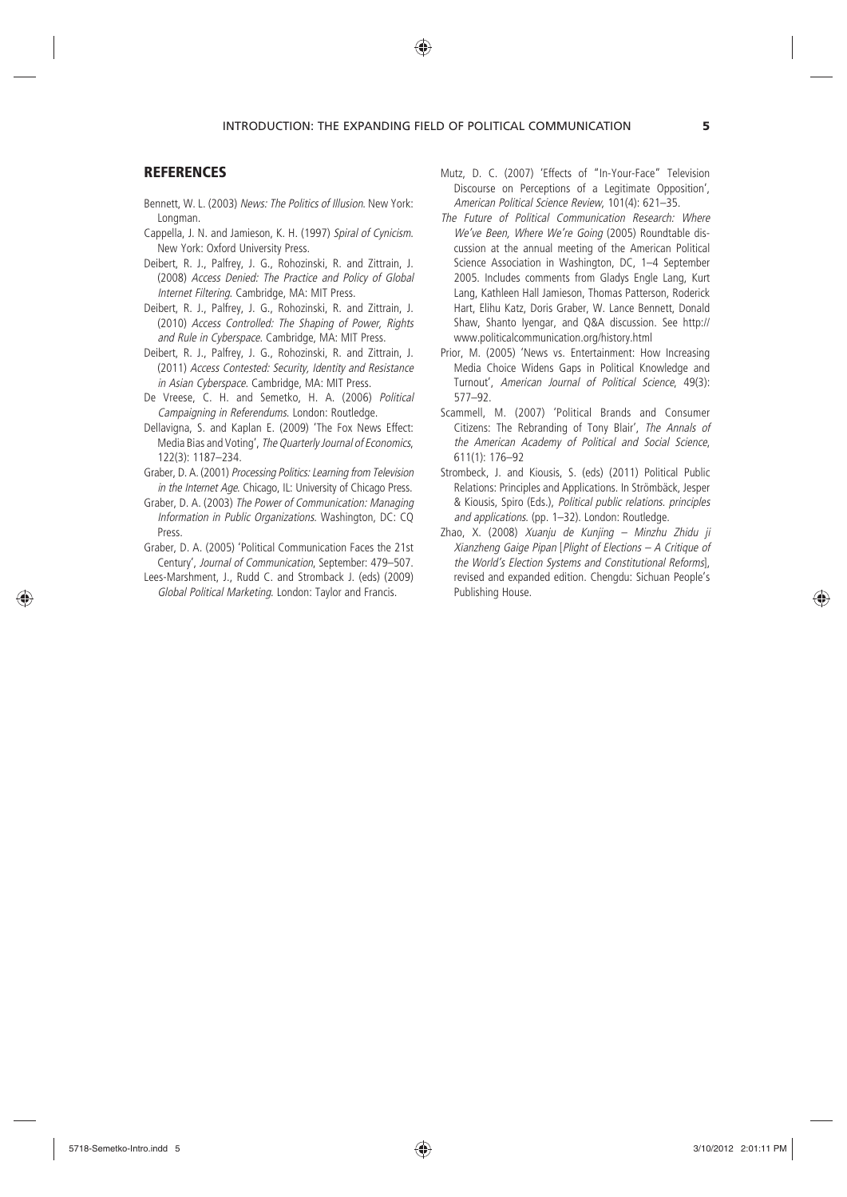## REFERENCES

Bennett, W. L. (2003) *News: The Politics of Illusion*. New York: Longman.

Cappella, J. N. and Jamieson, K. H. (1997) *Spiral of Cynicism*. New York: Oxford University Press.

Deibert, R. J., Palfrey, J. G., Rohozinski, R. and Zittrain, J. (2008) *Access Denied: The Practice and Policy of Global Internet Filtering*. Cambridge, MA: MIT Press.

Deibert, R. J., Palfrey, J. G., Rohozinski, R. and Zittrain, J. (2010) *Access Controlled: The Shaping of Power, Rights and Rule in Cyberspace*. Cambridge, MA: MIT Press.

Deibert, R. J., Palfrey, J. G., Rohozinski, R. and Zittrain, J. (2011) *Access Contested: Security, Identity and Resistance in Asian Cyberspace*. Cambridge, MA: MIT Press.

De Vreese, C. H. and Semetko, H. A. (2006) *Political Campaigning in Referendums*. London: Routledge.

Dellavigna, S. and Kaplan E. (2009) 'The Fox News Effect: Media Bias and Voting', *The Quarterly Journal of Economics*, 122(3): 1187–234.

Graber, D. A. (2001) *Processing Politics: Learning from Television in the Internet Age*. Chicago, IL: University of Chicago Press.

Graber, D. A. (2003) *The Power of Communication: Managing Information in Public Organizations*. Washington, DC: CQ Press.

Graber, D. A. (2005) 'Political Communication Faces the 21st Century', *Journal of Communication*, September: 479–507.

Lees-Marshment, J., Rudd C. and Stromback J. (eds) (2009) *Global Political Marketing*. London: Taylor and Francis.

Mutz, D. C. (2007) 'Effects of "In-Your-Face" Television Discourse on Perceptions of a Legitimate Opposition', *American Political Science Review*, 101(4): 621–35.

*The Future of Political Communication Research: Where We've Been, Where We're Going* (2005) Roundtable discussion at the annual meeting of the American Political Science Association in Washington, DC, 1–4 September 2005. Includes comments from Gladys Engle Lang, Kurt Lang, Kathleen Hall Jamieson, Thomas Patterson, Roderick Hart, Elihu Katz, Doris Graber, W. Lance Bennett, Donald Shaw, Shanto Iyengar, and Q&A discussion. See http://www.politicalcommunication.org/history.html

Prior, M. (2005) 'News vs. Entertainment: How Increasing Media Choice Widens Gaps in Political Knowledge and Turnout', *American Journal of Political Science*, 49(3): 577–92.

Scammell, M. (2007) 'Political Brands and Consumer Citizens: The Rebranding of Tony Blair', *The Annals of the American Academy of Political and Social Science*, 611(1): 176–92

Strombeck, J. and Kiousis, S. (eds) (2011) Political Public Relations: Principles and Applications. In Strömbäck, Jesper & Kiousis, Spiro (Eds.), *Political public relations. principles and applications*. (pp. 1–32). London: Routledge.

Zhao, X. (2008) *Xuanju de Kunjing – Minzhu Zhidu ji Xianzheng Gaige Pipan* [*Plight of Elections – A Critique of the World's Election Systems and Constitutional Reforms*], revised and expanded edition. Chengdu: Sichuan People's Publishing House.